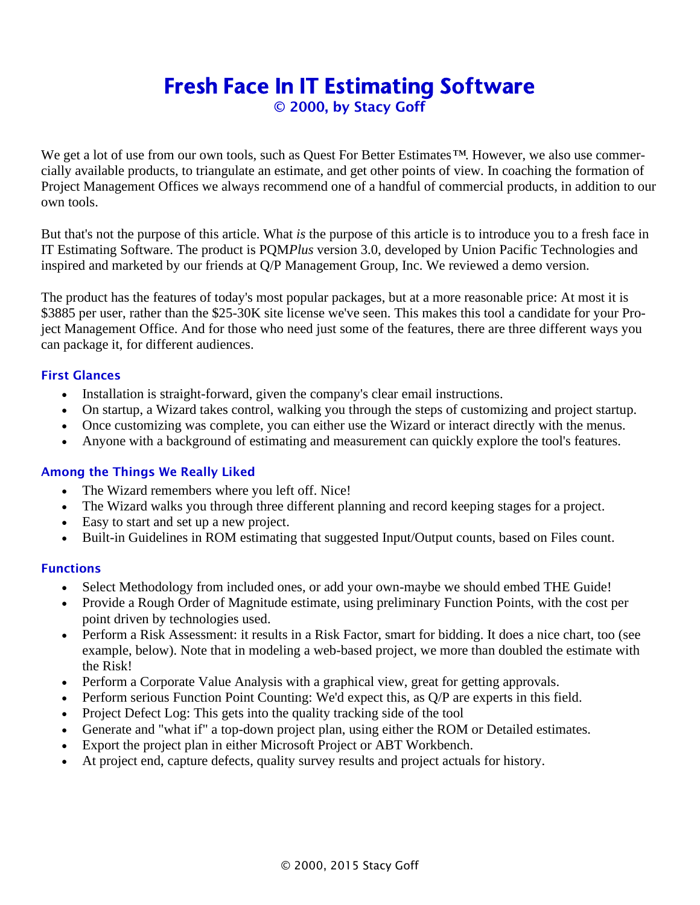# Fresh Face In IT Estimating Software

## © 2000, by Stacy Goff

We get a lot of use from our own tools, such as Quest For Better Estimates™. However, we also use commercially available products, to triangulate an estimate, and get other points of view. In coaching the formation of Project Management Offices we always recommend one of a handful of commercial products, in addition to our own tools.

But that's not the purpose of this article. What *is* the purpose of this article is to introduce you to a fresh face in IT Estimating Software. The product is PQM*Plus* version 3.0, developed by Union Pacific Technologies and inspired and marketed by our friends at Q/P Management Group, Inc. We reviewed a demo version.

The product has the features of today's most popular packages, but at a more reasonable price: At most it is $3885 per user, rather than the $25-30K site license we've seen. This makes this tool a candidate for your Project Management Office. And for those who need just some of the features, there are three different ways you can package it, for different audiences.

### First Glances

- Installation is straight-forward, given the company's clear email instructions.
- On startup, a Wizard takes control, walking you through the steps of customizing and project startup.
- Once customizing was complete, you can either use the Wizard or interact directly with the menus.
- Anyone with a background of estimating and measurement can quickly explore the tool's features.

### Among the Things We Really Liked

- The Wizard remembers where you left off. Nice!
- The Wizard walks you through three different planning and record keeping stages for a project.
- Easy to start and set up a new project.
- Built-in Guidelines in ROM estimating that suggested Input/Output counts, based on Files count.

### Functions

- Select Methodology from included ones, or add your own-maybe we should embed THE Guide!
- Provide a Rough Order of Magnitude estimate, using preliminary Function Points, with the cost per point driven by technologies used.
- Perform a Risk Assessment: it results in a Risk Factor, smart for bidding. It does a nice chart, too (see example, below). Note that in modeling a web-based project, we more than doubled the estimate with the Risk!
- Perform a Corporate Value Analysis with a graphical view, great for getting approvals.
- Perform serious Function Point Counting: We'd expect this, as Q/P are experts in this field.
- Project Defect Log: This gets into the quality tracking side of the tool
- Generate and "what if" a top-down project plan, using either the ROM or Detailed estimates.
- Export the project plan in either Microsoft Project or ABT Workbench.
- At project end, capture defects, quality survey results and project actuals for history.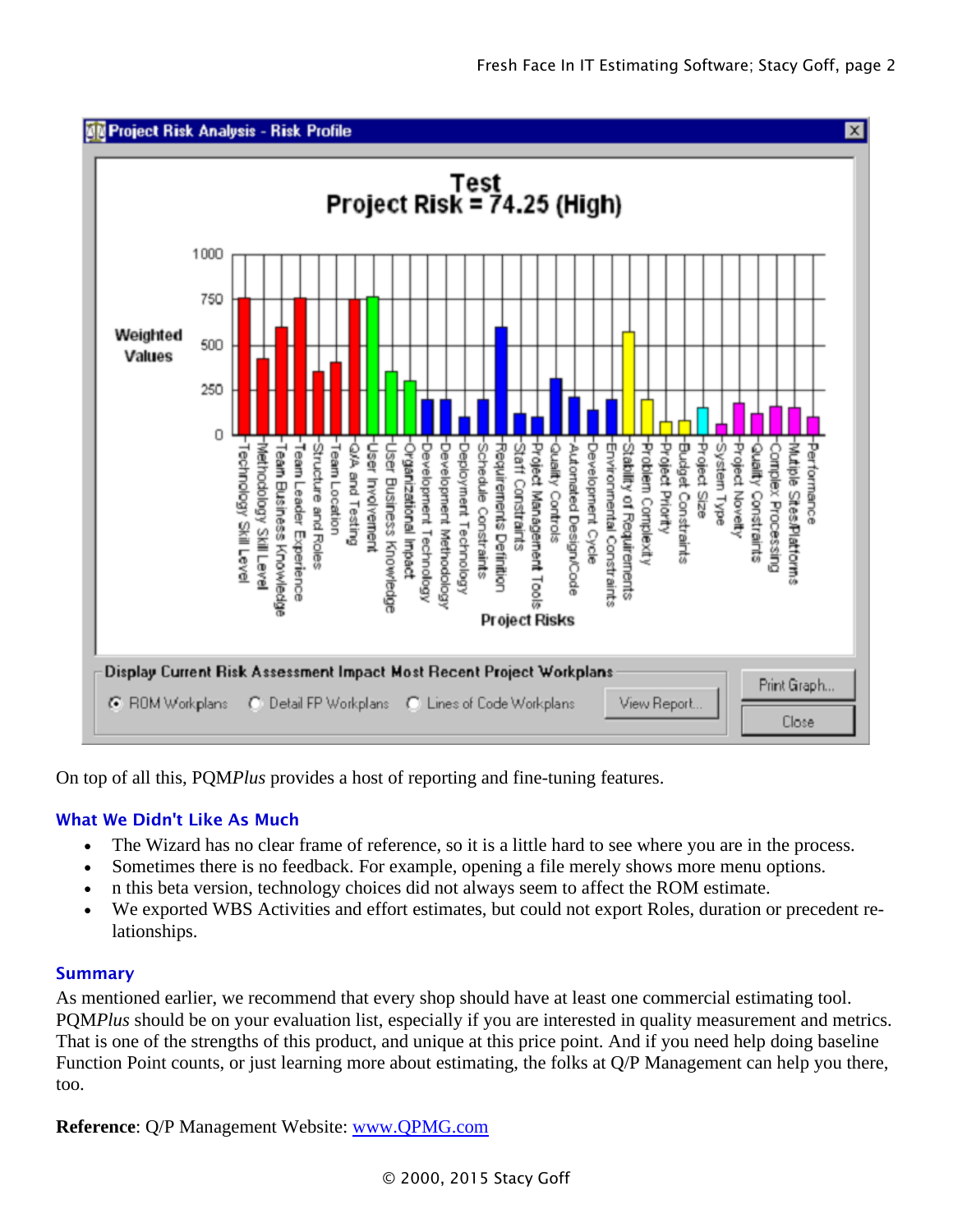On top of all this, PQM*Plus* provides a host of reporting and fine-tuning features.

### What We Didn't Like As Much

- The Wizard has no clear frame of reference, so it is a little hard to see where you are in the process.
- Sometimes there is no feedback. For example, opening a file merely shows more menu options.
- n this beta version, technology choices did not always seem to affect the ROM estimate.
- We exported WBS Activities and effort estimates, but could not export Roles, duration or precedent relationships.

### Summary

As mentioned earlier, we recommend that every shop should have at least one commercial estimating tool. PQM*Plus* should be on your evaluation list, especially if you are interested in quality measurement and metrics. That is one of the strengths of this product, and unique at this price point. And if you need help doing baseline Function Point counts, or just learning more about estimating, the folks at Q/P Management can help you there, too.

**Reference**: Q/P Management Website: [www.QPMG.com](http://www.QPMG.com)

© 2000, 2015 Stacy Goff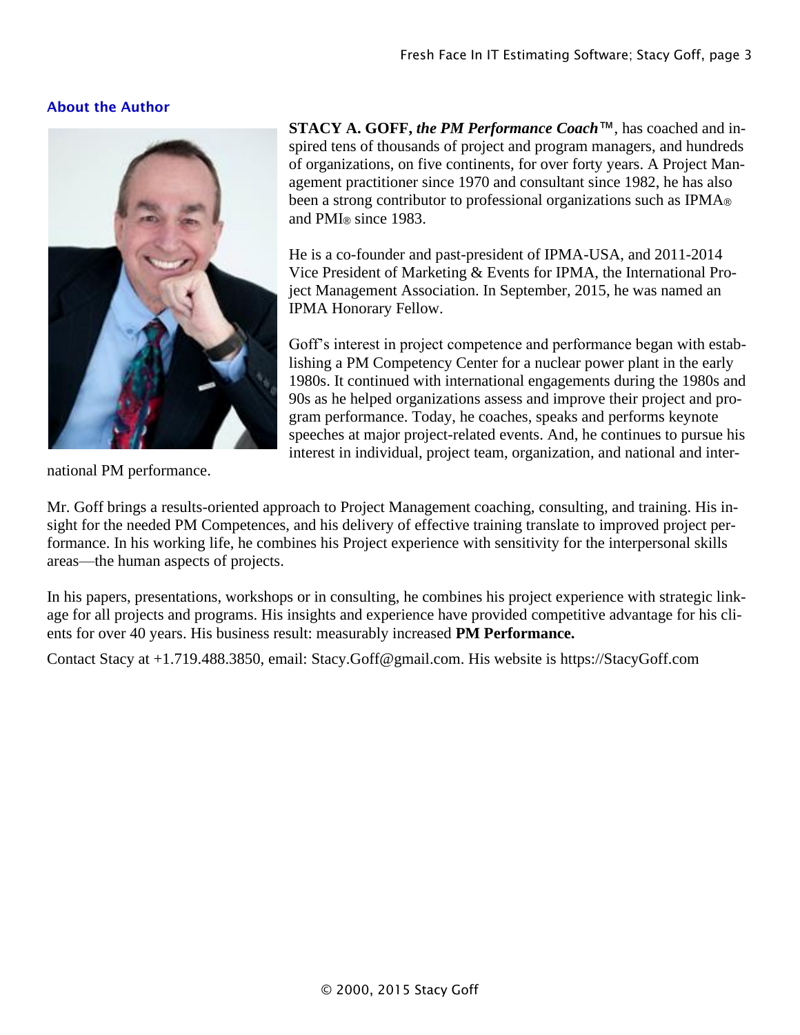## About the Author

**STACY A. GOFF,** ***the PM Performance Coach***™, has coached and inspired tens of thousands of project and program managers, and hundreds of organizations, on five continents, for over forty years. A Project Management practitioner since 1970 and consultant since 1982, he has also been a strong contributor to professional organizations such as IPMA® and PMI® since 1983.

He is a co-founder and past-president of IPMA-USA, and 2011-2014 Vice President of Marketing & Events for IPMA, the International Project Management Association. In September, 2015, he was named an IPMA Honorary Fellow.

Goff's interest in project competence and performance began with establishing a PM Competency Center for a nuclear power plant in the early 1980s. It continued with international engagements during the 1980s and 90s as he helped organizations assess and improve their project and program performance. Today, he coaches, speaks and performs keynote speeches at major project-related events. And, he continues to pursue his interest in individual, project team, organization, and national and international PM performance.

Mr. Goff brings a results-oriented approach to Project Management coaching, consulting, and training. His insight for the needed PM Competences, and his delivery of effective training translate to improved project performance. In his working life, he combines his Project experience with sensitivity for the interpersonal skills areas—the human aspects of projects.

In his papers, presentations, workshops or in consulting, he combines his project experience with strategic linkage for all projects and programs. His insights and experience have provided competitive advantage for his clients for over 40 years. His business result: measurably increased **PM Performance.**

Contact Stacy at +1.719.488.3850, email: Stacy.Goff@gmail.com. His website is https://StacyGoff.com

© 2000, 2015 Stacy Goff